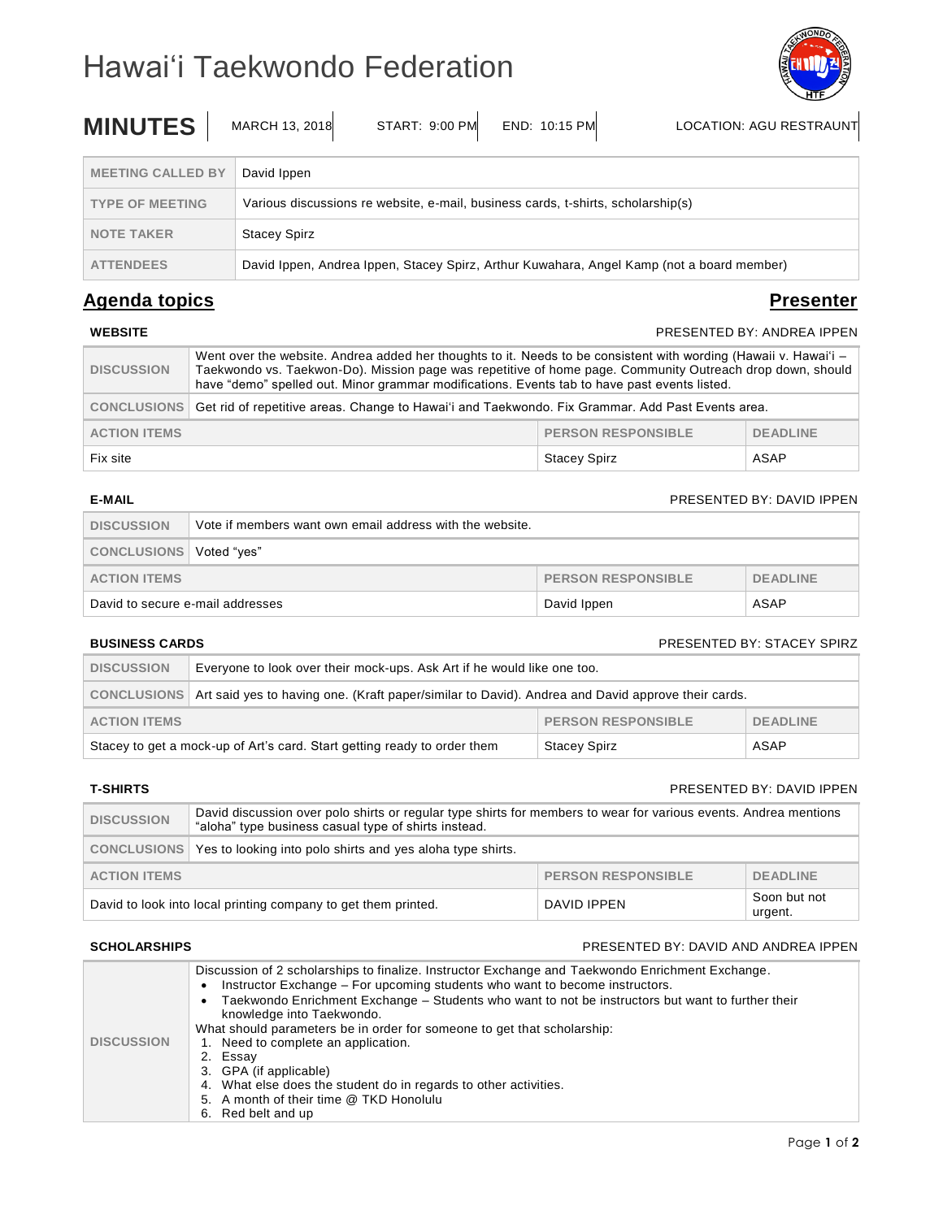# Hawaiʻi Taekwondo Federation

**MINUTES** | MARCH 13, 2018 | START: 9:00 PM | END: 10:15 PM | LOCATION: AGU RESTRAUNT

| | |
|---|---|
| MEETING CALLED BY | David Ippen |
| TYPE OF MEETING | Various discussions re website, e-mail, business cards, t-shirts, scholarship(s) |
| NOTE TAKER | Stacey Spirz |
| ATTENDEES | David Ippen, Andrea Ippen, Stacey Spirz, Arthur Kuwahara, Angel Kamp (not a board member) |

## Agenda topics — Presenter

### WEBSITE

PRESENTED BY: ANDREA IPPEN

| | |
|---|---|
| DISCUSSION | Went over the website. Andrea added her thoughts to it. Needs to be consistent with wording (Hawaii v. Hawaiʻi – Taekwondo vs. Taekwon-Do). Mission page was repetitive of home page. Community Outreach drop down, should have "demo" spelled out. Minor grammar modifications. Events tab to have past events listed. |
| CONCLUSIONS | Get rid of repetitive areas. Change to Hawaiʻi and Taekwondo. Fix Grammar. Add Past Events area. |

| ACTION ITEMS | PERSON RESPONSIBLE | DEADLINE |
|---|---|---|
| Fix site | Stacey Spirz | ASAP |

### E-MAIL

PRESENTED BY: DAVID IPPEN

| | |
|---|---|
| DISCUSSION | Vote if members want own email address with the website. |
| CONCLUSIONS | Voted "yes" |

| ACTION ITEMS | PERSON RESPONSIBLE | DEADLINE |
|---|---|---|
| David to secure e-mail addresses | David Ippen | ASAP |

### BUSINESS CARDS

PRESENTED BY: STACEY SPIRZ

| | |
|---|---|
| DISCUSSION | Everyone to look over their mock-ups. Ask Art if he would like one too. |
| CONCLUSIONS | Art said yes to having one. (Kraft paper/similar to David). Andrea and David approve their cards. |

| ACTION ITEMS | PERSON RESPONSIBLE | DEADLINE |
|---|---|---|
| Stacey to get a mock-up of Art's card. Start getting ready to order them | Stacey Spirz | ASAP |

### T-SHIRTS

PRESENTED BY: DAVID IPPEN

| | |
|---|---|
| DISCUSSION | David discussion over polo shirts or regular type shirts for members to wear for various events. Andrea mentions "aloha" type business casual type of shirts instead. |
| CONCLUSIONS | Yes to looking into polo shirts and yes aloha type shirts. |

| ACTION ITEMS | PERSON RESPONSIBLE | DEADLINE |
|---|---|---|
| David to look into local printing company to get them printed. | DAVID IPPEN | Soon but not urgent. |

### SCHOLARSHIPS

PRESENTED BY: DAVID AND ANDREA IPPEN

**DISCUSSION**

Discussion of 2 scholarships to finalize. Instructor Exchange and Taekwondo Enrichment Exchange.

- Instructor Exchange – For upcoming students who want to become instructors.
- Taekwondo Enrichment Exchange – Students who want to not be instructors but want to further their knowledge into Taekwondo.

What should parameters be in order for someone to get that scholarship:

1. Need to complete an application.
2. Essay
3. GPA (if applicable)
4. What else does the student do in regards to other activities.
5. A month of their time @ TKD Honolulu
6. Red belt and up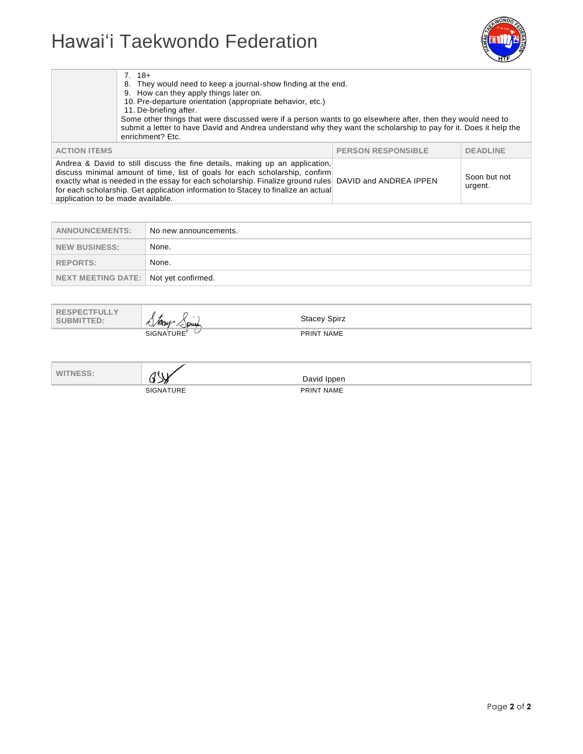# Hawaiʻi Taekwondo Federation

| | |
|---|---|
| | 7. 18+<br>8. They would need to keep a journal-show finding at the end.<br>9. How can they apply things later on.<br>10. Pre-departure orientation (appropriate behavior, etc.)<br>11. De-briefing after.<br>Some other things that were discussed were if a person wants to go elsewhere after, then they would need to submit a letter to have David and Andrea understand why they want the scholarship to pay for it. Does it help the enrichment? Etc. |

| ACTION ITEMS | PERSON RESPONSIBLE | DEADLINE |
|---|---|---|
| Andrea & David to still discuss the fine details, making up an application, discuss minimal amount of time, list of goals for each scholarship, confirm exactly what is needed in the essay for each scholarship. Finalize ground rules for each scholarship. Get application information to Stacey to finalize an actual application to be made available. | DAVID and ANDREA IPPEN | Soon but not urgent. |

| | |
|---|---|
| ANNOUNCEMENTS: | No new announcements. |
| NEW BUSINESS: | None. |
| REPORTS: | None. |
| NEXT MEETING DATE: | Not yet confirmed. |

| | | |
|---|---|---|
| RESPECTFULLY SUBMITTED: | Stacey Spirz | Stacey Spirz |
| | SIGNATURE | PRINT NAME |

| | | |
|---|---|---|
| WITNESS: | DSI | David Ippen |
| | SIGNATURE | PRINT NAME |